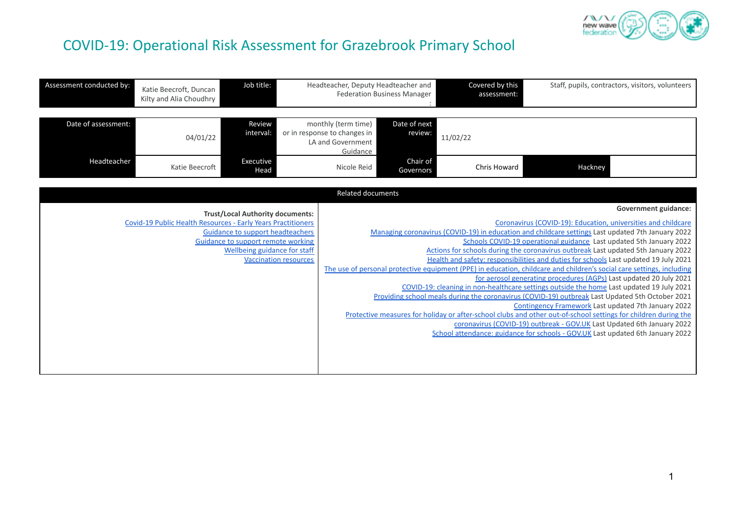# COVID-19: Operational Risk Assessment for Grazebrook Primary School

| Assessment conducted by: | Katie Beecroft, Duncan Kilty and Alia Choudhry | Job title: | Headteacher, Deputy Headteacher and Federation Business Manager | Covered by this assessment: | Staff, pupils, contractors, visitors, volunteers |
|---|---|---|---|---|---|

| Date of assessment: | 04/01/22 | Review interval: | monthly (term time) or in response to changes in LA and Government Guidance | Date of next review: | 11/02/22 | |
|---|---|---|---|---|---|---|
| Headteacher | Katie Beecroft | Executive Head | Nicole Reid | Chair of Governors | Chris Howard | Hackney |

| Related documents | |
|---|---|
| **Trust/Local Authority documents:**<br>Covid-19 Public Health Resources - Early Years Practitioners<br>Guidance to support headteachers<br>Guidance to support remote working<br>Wellbeing guidance for staff<br>Vaccination resources | **Government guidance:**<br>Coronavirus (COVID-19): Education, universities and childcare<br>Managing coronavirus (COVID-19) in education and childcare settings Last updated 7th January 2022<br>Schools COVID-19 operational guidance Last updated 5th January 2022<br>Actions for schools during the coronavirus outbreak Last updated 5th January 2022<br>Health and safety: responsibilities and duties for schools Last updated 19 July 2021<br>The use of personal protective equipment (PPE) in education, childcare and children's social care settings, including for aerosol generating procedures (AGPs) Last updated 20 July 2021<br>COVID-19: cleaning in non-healthcare settings outside the home Last updated 19 July 2021<br>Providing school meals during the coronavirus (COVID-19) outbreak Last Updated 5th October 2021<br>Contingency Framework Last updated 7th January 2022<br>Protective measures for holiday or after-school clubs and other out-of-school settings for children during the coronavirus (COVID-19) outbreak - GOV.UK Last Updated 6th January 2022<br>School attendance: guidance for schools - GOV.UK Last updated 6th January 2022 |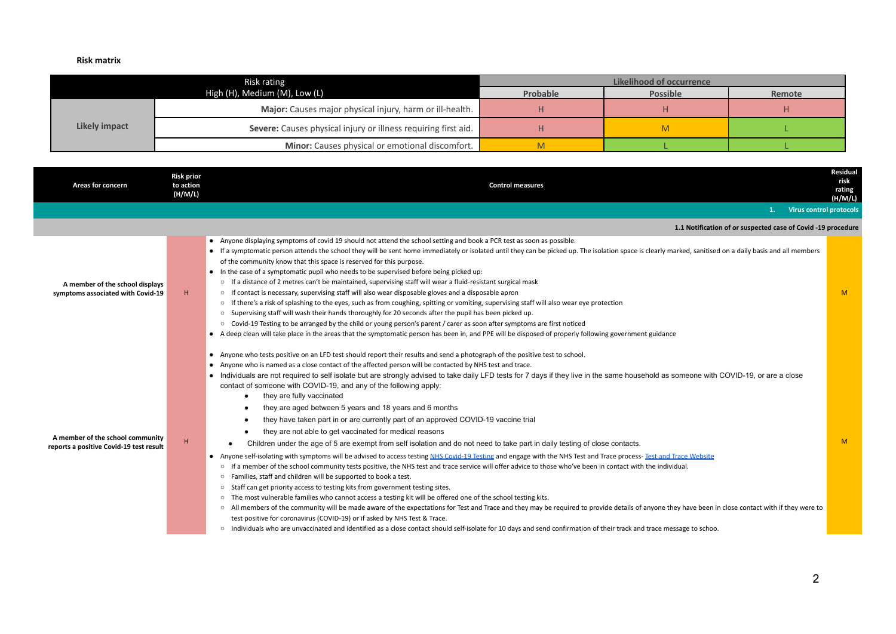**Risk matrix**

| Risk rating<br>High (H), Medium (M), Low (L) | | Likelihood of occurrence | | |
|---|---|---|---|---|
| | | Probable | Possible | Remote |
| Likely impact | **Major:** Causes major physical injury, harm or ill-health. | H | H | H |
| | **Severe:** Causes physical injury or illness requiring first aid. | H | M | L |
| | **Minor:** Causes physical or emotional discomfort. | M | L | L |

| Areas for concern | Risk prior to action (H/M/L) | Control measures | Residual risk rating (H/M/L) |
|---|---|---|---|
| **1. Virus control protocols** | | | |
| **1.1 Notification of or suspected case of Covid -19 procedure** | | | |
| **A member of the school displays symptoms associated with Covid-19** | H | • Anyone displaying symptoms of covid 19 should not attend the school setting and book a PCR test as soon as possible.<br>• If a symptomatic person attends the school they will be sent home immediately or isolated until they can be picked up. The isolation space is clearly marked, sanitised on a daily basis and all members of the community know that this space is reserved for this purpose.<br>• In the case of a symptomatic pupil who needs to be supervised before being picked up:<br>○ If a distance of 2 metres can't be maintained, supervising staff will wear a fluid-resistant surgical mask<br>○ If contact is necessary, supervising staff will also wear disposable gloves and a disposable apron<br>○ If there's a risk of splashing to the eyes, such as from coughing, spitting or vomiting, supervising staff will also wear eye protection<br>○ Supervising staff will wash their hands thoroughly for 20 seconds after the pupil has been picked up.<br>○ Covid-19 Testing to be arranged by the child or young person's parent / carer as soon after symptoms are first noticed<br>• A deep clean will take place in the areas that the symptomatic person has been in, and PPE will be disposed of properly following government guidance | M |
| **A member of the school community reports a positive Covid-19 test result** | H | • Anyone who tests positive on an LFD test should report their results and send a photograph of the positive test to school.<br>• Anyone who is named as a close contact of the affected person will be contacted by NHS test and trace.<br>• Individuals are not required to self isolate but are strongly advised to take daily LFD tests for 7 days if they live in the same household as someone with COVID-19, or are a close contact of someone with COVID-19, and any of the following apply:<br>• they are fully vaccinated<br>• they are aged between 5 years and 18 years and 6 months<br>• they have taken part in or are currently part of an approved COVID-19 vaccine trial<br>• they are not able to get vaccinated for medical reasons<br>• Children under the age of 5 are exempt from self isolation and do not need to take part in daily testing of close contacts.<br>• Anyone self-isolating with symptoms will be advised to access testing NHS Covid-19 Testing and engage with the NHS Test and Trace process- Test and Trace Website<br>○ If a member of the school community tests positive, the NHS test and trace service will offer advice to those who've been in contact with the individual.<br>○ Families, staff and children will be supported to book a test.<br>○ Staff can get priority access to testing kits from government testing sites.<br>○ The most vulnerable families who cannot access a testing kit will be offered one of the school testing kits.<br>○ All members of the community will be made aware of the expectations for Test and Trace and they may be required to provide details of anyone they have been in close contact with if they were to test positive for coronavirus (COVID-19) or if asked by NHS Test & Trace.<br>○ Individuals who are unvaccinated and identified as a close contact should self-isolate for 10 days and send confirmation of their track and trace message to schoo. | M |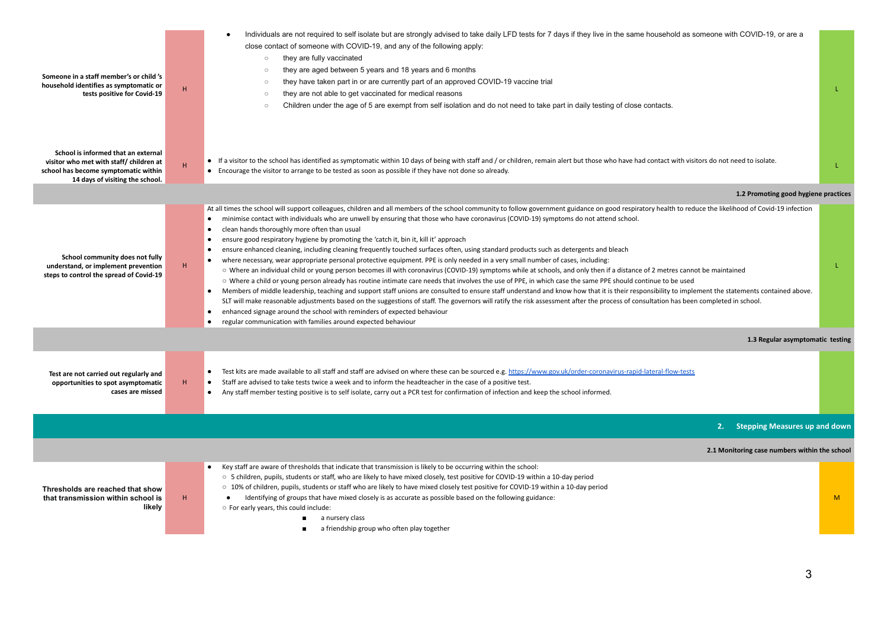| | | | |
|---|---|---|---|
| **Someone in a staff member's or child's household identifies as symptomatic or tests positive for Covid-19** | H | ● Individuals are not required to self isolate but are strongly advised to take daily LFD tests for 7 days if they live in the same household as someone with COVID-19, or are a close contact of someone with COVID-19, and any of the following apply:<br>○ they are fully vaccinated<br>○ they are aged between 5 years and 18 years and 6 months<br>○ they have taken part in or are currently part of an approved COVID-19 vaccine trial<br>○ they are not able to get vaccinated for medical reasons<br>○ Children under the age of 5 are exempt from self isolation and do not need to take part in daily testing of close contacts. | L |
| **School is informed that an external visitor who met with staff/ children at school has become symptomatic within 14 days of visiting the school.** | H | ● If a visitor to the school has identified as symptomatic within 10 days of being with staff and / or children, remain alert but those who have had contact with visitors do not need to isolate.<br>● Encourage the visitor to arrange to be tested as soon as possible if they have not done so already. | L |
| | | **1.2 Promoting good hygiene practices** | |
| **School community does not fully understand, or implement prevention steps to control the spread of Covid-19** | H | At all times the school will support colleagues, children and all members of the school community to follow government guidance on good respiratory health to reduce the likelihood of Covid-19 infection<br>● minimise contact with individuals who are unwell by ensuring that those who have coronavirus (COVID-19) symptoms do not attend school.<br>● clean hands thoroughly more often than usual<br>● ensure good respiratory hygiene by promoting the 'catch it, bin it, kill it' approach<br>● ensure enhanced cleaning, including cleaning frequently touched surfaces often, using standard products such as detergents and bleach<br>● where necessary, wear appropriate personal protective equipment. PPE is only needed in a very small number of cases, including:<br>○ Where an individual child or young person becomes ill with coronavirus (COVID-19) symptoms while at schools, and only then if a distance of 2 metres cannot be maintained<br>○ Where a child or young person already has routine intimate care needs that involves the use of PPE, in which case the same PPE should continue to be used<br>● Members of middle leadership, teaching and support staff unions are consulted to ensure staff understand and know how that it is their responsibility to implement the statements contained above. SLT will make reasonable adjustments based on the suggestions of staff. The governors will ratify the risk assessment after the process of consultation has been completed in school.<br>● enhanced signage around the school with reminders of expected behaviour<br>● regular communication with families around expected behaviour | L |
| | | **1.3 Regular asymptomatic testing** | |
| **Test are not carried out regularly and opportunities to spot asymptomatic cases are missed** | H | ● Test kits are made available to all staff and staff are advised on where these can be sourced e.g. https://www.gov.uk/order-coronavirus-rapid-lateral-flow-tests<br>● Staff are advised to take tests twice a week and to inform the headteacher in the case of a positive test.<br>● Any staff member testing positive is to self isolate, carry out a PCR test for confirmation of infection and keep the school informed. | |
| | | **2. Stepping Measures up and down** | |
| | | **2.1 Monitoring case numbers within the school** | |
| **Thresholds are reached that show that transmission within school is likely** | H | ● Key staff are aware of thresholds that indicate that transmission is likely to be occurring within the school:<br>○ 5 children, pupils, students or staff, who are likely to have mixed closely, test positive for COVID-19 within a 10-day period<br>○ 10% of children, pupils, students or staff who are likely to have mixed closely test positive for COVID-19 within a 10-day period<br>● Identifying of groups that have mixed closely is as accurate as possible based on the following guidance:<br>○ For early years, this could include:<br>■ a nursery class<br>■ a friendship group who often play together | M |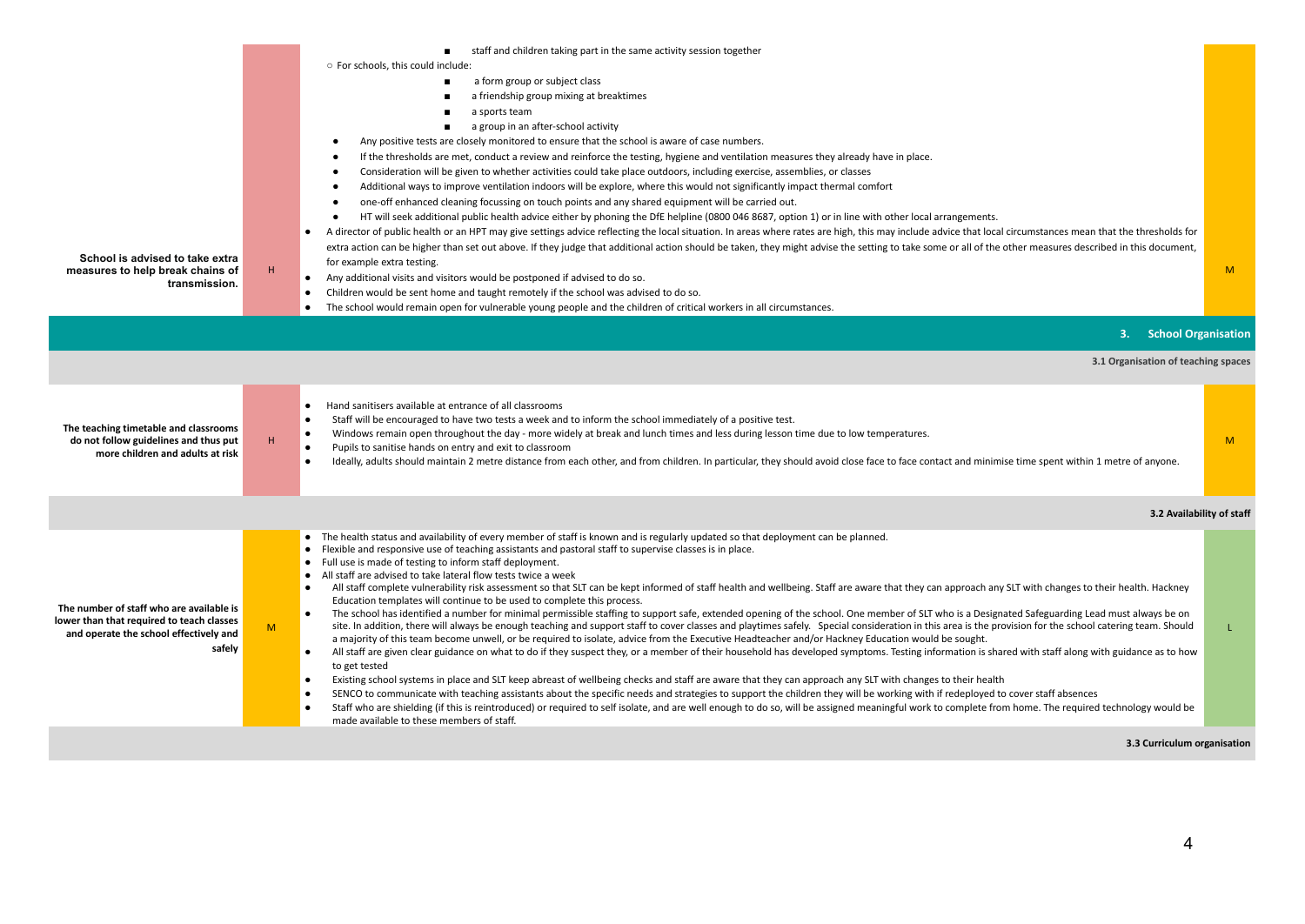| Hazard | Risk rating | Control measures | Residual risk |
|---|---|---|---|
| School is advised to take extra measures to help break chains of transmission. | H | ■ staff and children taking part in the same activity session together<br>○ For schools, this could include:<br>■ a form group or subject class<br>■ a friendship group mixing at breaktimes<br>■ a sports team<br>■ a group in an after-school activity<br>● Any positive tests are closely monitored to ensure that the school is aware of case numbers.<br>● If the thresholds are met, conduct a review and reinforce the testing, hygiene and ventilation measures they already have in place.<br>● Consideration will be given to whether activities could take place outdoors, including exercise, assemblies, or classes<br>● Additional ways to improve ventilation indoors will be explore, where this would not significantly impact thermal comfort<br>● one-off enhanced cleaning focussing on touch points and any shared equipment will be carried out.<br>● HT will seek additional public health advice either by phoning the DfE helpline (0800 046 8687, option 1) or in line with other local arrangements.<br>● A director of public health or an HPT may give settings advice reflecting the local situation. In areas where rates are high, this may include advice that local circumstances mean that the thresholds for extra action can be higher than set out above. If they judge that additional action should be taken, they might advise the setting to take some or all of the other measures described in this document, for example extra testing.<br>● Any additional visits and visitors would be postponed if advised to do so.<br>● Children would be sent home and taught remotely if the school was advised to do so.<br>● The school would remain open for vulnerable young people and the children of critical workers in all circumstances. | M |
| **3. School Organisation** | | | |
| **3.1 Organisation of teaching spaces** | | | |
| The teaching timetable and classrooms do not follow guidelines and thus put more children and adults at risk | H | ● Hand sanitisers available at entrance of all classrooms<br>● Staff will be encouraged to have two tests a week and to inform the school immediately of a positive test.<br>● Windows remain open throughout the day - more widely at break and lunch times and less during lesson time due to low temperatures.<br>● Pupils to sanitise hands on entry and exit to classroom<br>● Ideally, adults should maintain 2 metre distance from each other, and from children. In particular, they should avoid close face to face contact and minimise time spent within 1 metre of anyone. | M |
| **3.2 Availability of staff** | | | |
| The number of staff who are available is lower than that required to teach classes and operate the school effectively and safely | M | ● The health status and availability of every member of staff is known and is regularly updated so that deployment can be planned.<br>● Flexible and responsive use of teaching assistants and pastoral staff to supervise classes is in place.<br>● Full use is made of testing to inform staff deployment.<br>● All staff are advised to take lateral flow tests twice a week<br>● All staff complete vulnerability risk assessment so that SLT can be kept informed of staff health and wellbeing. Staff are aware that they can approach any SLT with changes to their health. Hackney Education templates will continue to be used to complete this process.<br>● The school has identified a number for minimal permissible staffing to support safe, extended opening of the school. One member of SLT who is a Designated Safeguarding Lead must always be on site. In addition, there will always be enough teaching and support staff to cover classes and playtimes safely. Special consideration in this area is the provision for the school catering team. Should a majority of this team become unwell, or be required to isolate, advice from the Executive Headteacher and/or Hackney Education would be sought.<br>● All staff are given clear guidance on what to do if they suspect they, or a member of their household has developed symptoms. Testing information is shared with staff along with guidance as to how to get tested<br>● Existing school systems in place and SLT keep abreast of wellbeing checks and staff are aware that they can approach any SLT with changes to their health<br>● SENCO to communicate with teaching assistants about the specific needs and strategies to support the children they will be working with if redeployed to cover staff absences<br>● Staff who are shielding (if this is reintroduced) or required to self isolate, and are well enough to do so, will be assigned meaningful work to complete from home. The required technology would be made available to these members of staff. | L |
| **3.3 Curriculum organisation** | | | |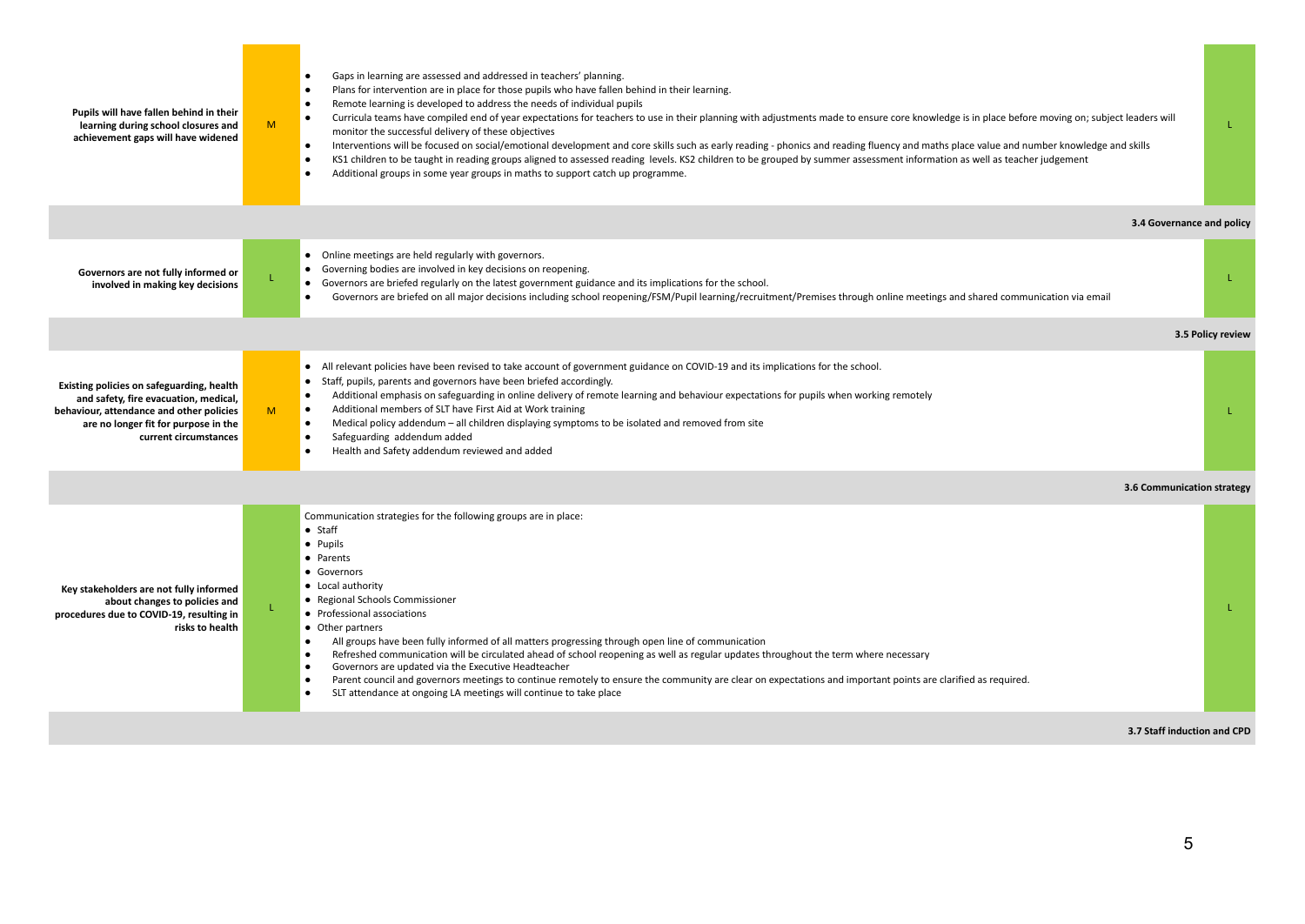| Risk | Initial rating | Control measures | Residual rating |
|---|---|---|---|
| **Pupils will have fallen behind in their learning during school closures and achievement gaps will have widened** | M | • Gaps in learning are assessed and addressed in teachers' planning.<br>• Plans for intervention are in place for those pupils who have fallen behind in their learning.<br>• Remote learning is developed to address the needs of individual pupils<br>• Curricula teams have compiled end of year expectations for teachers to use in their planning with adjustments made to ensure core knowledge is in place before moving on; subject leaders will monitor the successful delivery of these objectives<br>• Interventions will be focused on social/emotional development and core skills such as early reading - phonics and reading fluency and maths place value and number knowledge and skills<br>• KS1 children to be taught in reading groups aligned to assessed reading levels. KS2 children to be grouped by summer assessment information as well as teacher judgement<br>• Additional groups in some year groups in maths to support catch up programme. | L |
| | | | **3.4 Governance and policy** |
| **Governors are not fully informed or involved in making key decisions** | L | • Online meetings are held regularly with governors.<br>• Governing bodies are involved in key decisions on reopening.<br>• Governors are briefed regularly on the latest government guidance and its implications for the school.<br>• Governors are briefed on all major decisions including school reopening/FSM/Pupil learning/recruitment/Premises through online meetings and shared communication via email | L |
| | | | **3.5 Policy review** |
| **Existing policies on safeguarding, health and safety, fire evacuation, medical, behaviour, attendance and other policies are no longer fit for purpose in the current circumstances** | M | • All relevant policies have been revised to take account of government guidance on COVID-19 and its implications for the school.<br>• Staff, pupils, parents and governors have been briefed accordingly.<br>• Additional emphasis on safeguarding in online delivery of remote learning and behaviour expectations for pupils when working remotely<br>• Additional members of SLT have First Aid at Work training<br>• Medical policy addendum – all children displaying symptoms to be isolated and removed from site<br>• Safeguarding addendum added<br>• Health and Safety addendum reviewed and added | L |
| | | | **3.6 Communication strategy** |
| **Key stakeholders are not fully informed about changes to policies and procedures due to COVID-19, resulting in risks to health** | L | Communication strategies for the following groups are in place:<br>• Staff<br>• Pupils<br>• Parents<br>• Governors<br>• Local authority<br>• Regional Schools Commissioner<br>• Professional associations<br>• Other partners<br>• All groups have been fully informed of all matters progressing through open line of communication<br>• Refreshed communication will be circulated ahead of school reopening as well as regular updates throughout the term where necessary<br>• Governors are updated via the Executive Headteacher<br>• Parent council and governors meetings to continue remotely to ensure the community are clear on expectations and important points are clarified as required.<br>• SLT attendance at ongoing LA meetings will continue to take place | L |
| | | | **3.7 Staff induction and CPD** |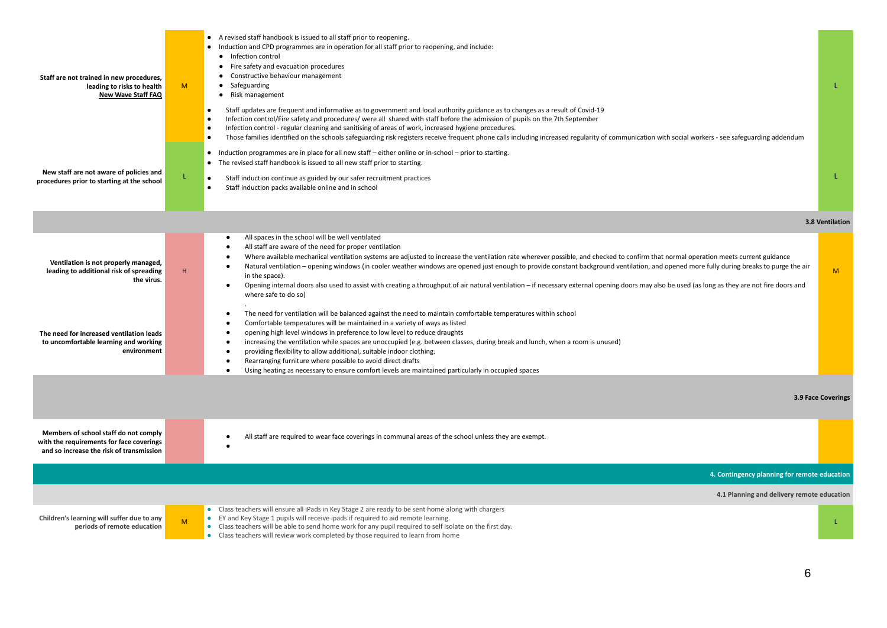| Risk | Risk rating | Control measures | Residual risk |
|---|---|---|---|
| **Staff are not trained in new procedures, leading to risks to health** **New Wave Staff FAQ** | M | ● A revised staff handbook is issued to all staff prior to reopening.<br>● Induction and CPD programmes are in operation for all staff prior to reopening, and include:<br>&nbsp;&nbsp;● Infection control<br>&nbsp;&nbsp;● Fire safety and evacuation procedures<br>&nbsp;&nbsp;● Constructive behaviour management<br>&nbsp;&nbsp;● Safeguarding<br>&nbsp;&nbsp;● Risk management<br>● Staff updates are frequent and informative as to government and local authority guidance as to changes as a result of Covid-19<br>● Infection control/Fire safety and procedures/ were all shared with staff before the admission of pupils on the 7th September<br>● Infection control - regular cleaning and sanitising of areas of work, increased hygiene procedures.<br>● Those families identified on the schools safeguarding risk registers receive frequent phone calls including increased regularity of communication with social workers - see safeguarding addendum | L |
| **New staff are not aware of policies and procedures prior to starting at the school** | L | ● Induction programmes are in place for all new staff – either online or in-school – prior to starting.<br>● The revised staff handbook is issued to all new staff prior to starting.<br>● Staff induction continue as guided by our safer recruitment practices<br>● Staff induction packs available online and in school | L |
| | | | **3.8 Ventilation** |
| **Ventilation is not properly managed, leading to additional risk of spreading the virus.** | H | ● All spaces in the school will be well ventilated<br>● All staff are aware of the need for proper ventilation<br>● Where available mechanical ventilation systems are adjusted to increase the ventilation rate wherever possible, and checked to confirm that normal operation meets current guidance<br>● Natural ventilation – opening windows (in cooler weather windows are opened just enough to provide constant background ventilation, and opened more fully during breaks to purge the air in the space).<br>● Opening internal doors also used to assist with creating a throughput of air natural ventilation – if necessary external opening doors may also be used (as long as they are not fire doors and where safe to do so)<br>. | M |
| **The need for increased ventilation leads to uncomfortable learning and working environment** | | ● The need for ventilation will be balanced against the need to maintain comfortable temperatures within school<br>● Comfortable temperatures will be maintained in a variety of ways as listed<br>● opening high level windows in preference to low level to reduce draughts<br>● increasing the ventilation while spaces are unoccupied (e.g. between classes, during break and lunch, when a room is unused)<br>● providing flexibility to allow additional, suitable indoor clothing.<br>● Rearranging furniture where possible to avoid direct drafts<br>● Using heating as necessary to ensure comfort levels are maintained particularly in occupied spaces | |
| | | | **3.9 Face Coverings** |
| **Members of school staff do not comply with the requirements for face coverings and so increase the risk of transmission** | | ● All staff are required to wear face coverings in communal areas of the school unless they are exempt.<br>● | |
| | | | **4. Contingency planning for remote education** |
| | | | **4.1 Planning and delivery remote education** |
| **Children's learning will suffer due to any periods of remote education** | M | ● Class teachers will ensure all iPads in Key Stage 2 are ready to be sent home along with chargers<br>● EY and Key Stage 1 pupils will receive ipads if required to aid remote learning.<br>● Class teachers will be able to send home work for any pupil required to self isolate on the first day.<br>● Class teachers will review work completed by those required to learn from home | L |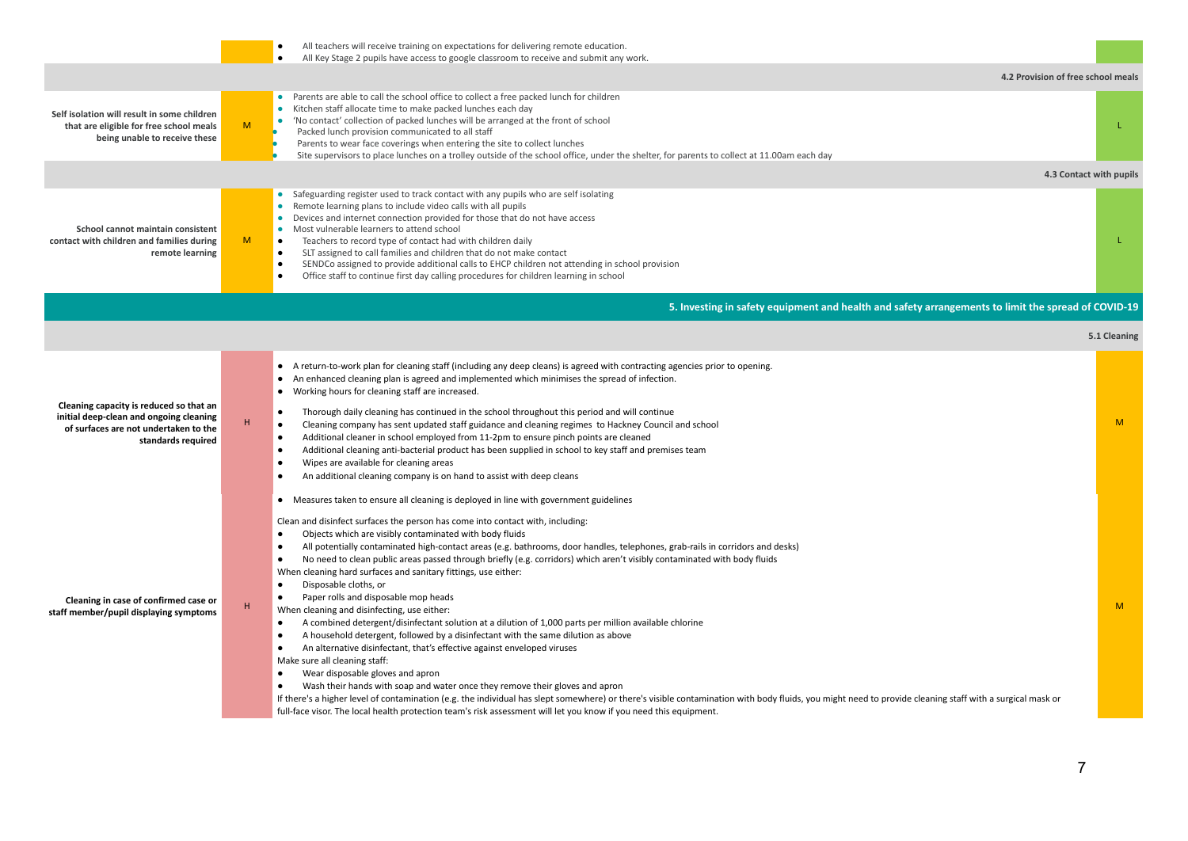| Risk | Risk rating before | Control measures | Risk rating after |
|---|---|---|---|
| | | • All teachers will receive training on expectations for delivering remote education.<br>• All Key Stage 2 pupils have access to google classroom to receive and submit any work. | |
| **4.2 Provision of free school meals** | | | |
| **Self isolation will result in some children that are eligible for free school meals being unable to receive these** | M | • Parents are able to call the school office to collect a free packed lunch for children<br>• Kitchen staff allocate time to make packed lunches each day<br>• 'No contact' collection of packed lunches will be arranged at the front of school<br>• Packed lunch provision communicated to all staff<br>• Parents to wear face coverings when entering the site to collect lunches<br>• Site supervisors to place lunches on a trolley outside of the school office, under the shelter, for parents to collect at 11.00am each day | L |
| **4.3 Contact with pupils** | | | |
| **School cannot maintain consistent contact with children and families during remote learning** | M | • Safeguarding register used to track contact with any pupils who are self isolating<br>• Remote learning plans to include video calls with all pupils<br>• Devices and internet connection provided for those that do not have access<br>• Most vulnerable learners to attend school<br>• Teachers to record type of contact had with children daily<br>• SLT assigned to call families and children that do not make contact<br>• SENDCo assigned to provide additional calls to EHCP children not attending in school provision<br>• Office staff to continue first day calling procedures for children learning in school | L |
| **5. Investing in safety equipment and health and safety arrangements to limit the spread of COVID-19** | | | |
| **5.1 Cleaning** | | | |
| **Cleaning capacity is reduced so that an initial deep-clean and ongoing cleaning of surfaces are not undertaken to the standards required** | H | • A return-to-work plan for cleaning staff (including any deep cleans) is agreed with contracting agencies prior to opening.<br>• An enhanced cleaning plan is agreed and implemented which minimises the spread of infection.<br>• Working hours for cleaning staff are increased.<br>• Thorough daily cleaning has continued in the school throughout this period and will continue<br>• Cleaning company has sent updated staff guidance and cleaning regimes to Hackney Council and school<br>• Additional cleaner in school employed from 11-2pm to ensure pinch points are cleaned<br>• Additional cleaning anti-bacterial product has been supplied in school to key staff and premises team<br>• Wipes are available for cleaning areas<br>• An additional cleaning company is on hand to assist with deep cleans | M |
| **Cleaning in case of confirmed case or staff member/pupil displaying symptoms** | H | • Measures taken to ensure all cleaning is deployed in line with government guidelines<br><br>Clean and disinfect surfaces the person has come into contact with, including:<br>• Objects which are visibly contaminated with body fluids<br>• All potentially contaminated high-contact areas (e.g. bathrooms, door handles, telephones, grab-rails in corridors and desks)<br>• No need to clean public areas passed through briefly (e.g. corridors) which aren't visibly contaminated with body fluids<br>When cleaning hard surfaces and sanitary fittings, use either:<br>• Disposable cloths, or<br>• Paper rolls and disposable mop heads<br>When cleaning and disinfecting, use either:<br>• A combined detergent/disinfectant solution at a dilution of 1,000 parts per million available chlorine<br>• A household detergent, followed by a disinfectant with the same dilution as above<br>• An alternative disinfectant, that's effective against enveloped viruses<br>Make sure all cleaning staff:<br>• Wear disposable gloves and apron<br>• Wash their hands with soap and water once they remove their gloves and apron<br>If there's a higher level of contamination (e.g. the individual has slept somewhere) or there's visible contamination with body fluids, you might need to provide cleaning staff with a surgical mask or full-face visor. The local health protection team's risk assessment will let you know if you need this equipment. | M |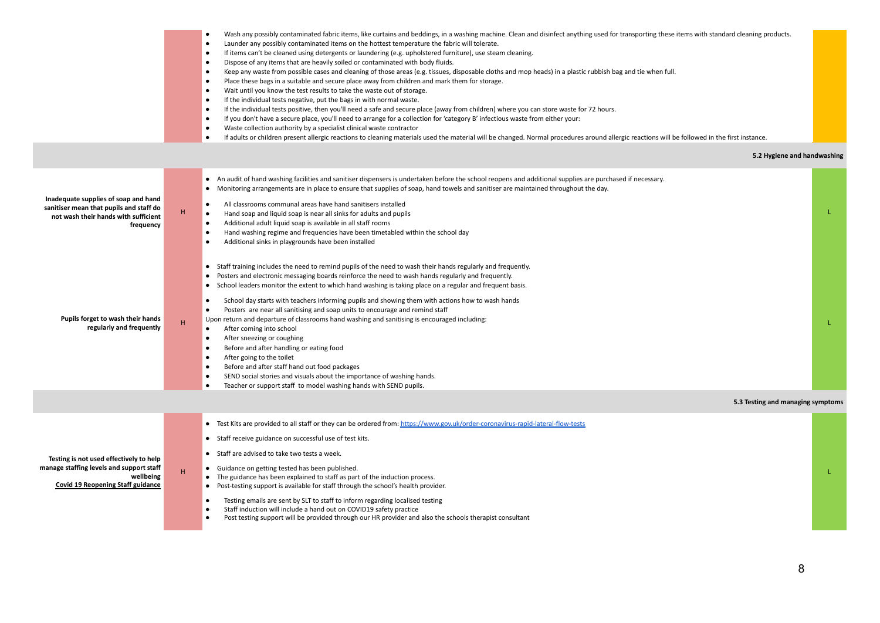| Hazard | Risk rating | Control measures | Residual risk |
| --- | --- | --- | --- |
| | | • Wash any possibly contaminated fabric items, like curtains and beddings, in a washing machine. Clean and disinfect anything used for transporting these items with standard cleaning products.<br>• Launder any possibly contaminated items on the hottest temperature the fabric will tolerate.<br>• If items can't be cleaned using detergents or laundering (e.g. upholstered furniture), use steam cleaning.<br>• Dispose of any items that are heavily soiled or contaminated with body fluids.<br>• Keep any waste from possible cases and cleaning of those areas (e.g. tissues, disposable cloths and mop heads) in a plastic rubbish bag and tie when full.<br>• Place these bags in a suitable and secure place away from children and mark them for storage.<br>• Wait until you know the test results to take the waste out of storage.<br>• If the individual tests negative, put the bags in with normal waste.<br>• If the individual tests positive, then you'll need a safe and secure place (away from children) where you can store waste for 72 hours.<br>• If you don't have a secure place, you'll need to arrange for a collection for 'category B' infectious waste from either your:<br>• Waste collection authority by a specialist clinical waste contractor<br>• If adults or children present allergic reactions to cleaning materials used the material will be changed. Normal procedures around allergic reactions will be followed in the first instance. | |
| **5.2 Hygiene and handwashing** | | | |
| **Inadequate supplies of soap and hand sanitiser mean that pupils and staff do not wash their hands with sufficient frequency** | H | • An audit of hand washing facilities and sanitiser dispensers is undertaken before the school reopens and additional supplies are purchased if necessary.<br>• Monitoring arrangements are in place to ensure that supplies of soap, hand towels and sanitiser are maintained throughout the day.<br>• All classrooms communal areas have hand sanitisers installed<br>• Hand soap and liquid soap is near all sinks for adults and pupils<br>• Additional adult liquid soap is available in all staff rooms<br>• Hand washing regime and frequencies have been timetabled within the school day<br>• Additional sinks in playgrounds have been installed | L |
| **Pupils forget to wash their hands regularly and frequently** | H | • Staff training includes the need to remind pupils of the need to wash their hands regularly and frequently.<br>• Posters and electronic messaging boards reinforce the need to wash hands regularly and frequently.<br>• School leaders monitor the extent to which hand washing is taking place on a regular and frequent basis.<br>• School day starts with teachers informing pupils and showing them with actions how to wash hands<br>• Posters are near all sanitising and soap units to encourage and remind staff<br>Upon return and departure of classrooms hand washing and sanitising is encouraged including:<br>• After coming into school<br>• After sneezing or coughing<br>• Before and after handling or eating food<br>• After going to the toilet<br>• Before and after staff hand out food packages<br>• SEND social stories and visuals about the importance of washing hands.<br>• Teacher or support staff to model washing hands with SEND pupils. | L |
| **5.3 Testing and managing symptoms** | | | |
| **Testing is not used effectively to help manage staffing levels and support staff wellbeing**<br>**Covid 19 Reopening Staff guidance** | H | • Test Kits are provided to all staff or they can be ordered from: https://www.gov.uk/order-coronavirus-rapid-lateral-flow-tests<br>• Staff receive guidance on successful use of test kits.<br>• Staff are advised to take two tests a week.<br>• Guidance on getting tested has been published.<br>• The guidance has been explained to staff as part of the induction process.<br>• Post-testing support is available for staff through the school's health provider.<br>• Testing emails are sent by SLT to staff to inform regarding localised testing<br>• Staff induction will include a hand out on COVID19 safety practice<br>• Post testing support will be provided through our HR provider and also the schools therapist consultant | L |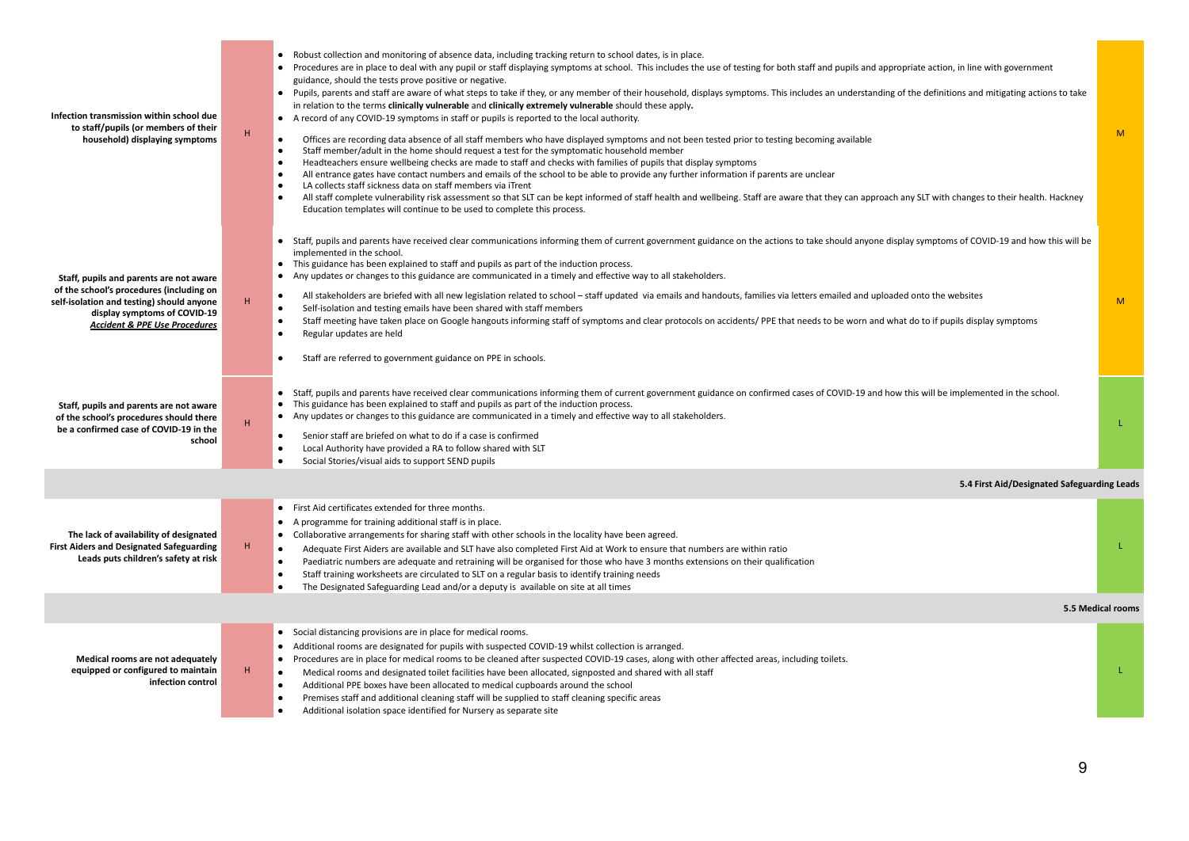| | | | |
|---|---|---|---|
| **Infection transmission within school due to staff/pupils (or members of their household) displaying symptoms** | H | • Robust collection and monitoring of absence data, including tracking return to school dates, is in place.<br>• Procedures are in place to deal with any pupil or staff displaying symptoms at school. This includes the use of testing for both staff and pupils and appropriate action, in line with government guidance, should the tests prove positive or negative.<br>• Pupils, parents and staff are aware of what steps to take if they, or any member of their household, displays symptoms. This includes an understanding of the definitions and mitigating actions to take in relation to the terms **clinically vulnerable** and **clinically extremely vulnerable** should these apply.<br>• A record of any COVID-19 symptoms in staff or pupils is reported to the local authority.<br>• Offices are recording data absence of all staff members who have displayed symptoms and not been tested prior to testing becoming available<br>• Staff member/adult in the home should request a test for the symptomatic household member<br>• Headteachers ensure wellbeing checks are made to staff and checks with families of pupils that display symptoms<br>• All entrance gates have contact numbers and emails of the school to be able to provide any further information if parents are unclear<br>• LA collects staff sickness data on staff members via iTrent<br>• All staff complete vulnerability risk assessment so that SLT can be kept informed of staff health and wellbeing. Staff are aware that they can approach any SLT with changes to their health. Hackney Education templates will continue to be used to complete this process. | M |
| **Staff, pupils and parents are not aware of the school's procedures (including on self-isolation and testing) should anyone display symptoms of COVID-19** ***Accident & PPE Use Procedures*** | H | • Staff, pupils and parents have received clear communications informing them of current government guidance on the actions to take should anyone display symptoms of COVID-19 and how this will be implemented in the school.<br>• This guidance has been explained to staff and pupils as part of the induction process.<br>• Any updates or changes to this guidance are communicated in a timely and effective way to all stakeholders.<br>• All stakeholders are briefed with all new legislation related to school – staff updated via emails and handouts, families via letters emailed and uploaded onto the websites<br>• Self-isolation and testing emails have been shared with staff members<br>• Staff meeting have taken place on Google hangouts informing staff of symptoms and clear protocols on accidents/ PPE that needs to be worn and what do to if pupils display symptoms<br>• Regular updates are held<br>• Staff are referred to government guidance on PPE in schools. | M |
| **Staff, pupils and parents are not aware of the school's procedures should there be a confirmed case of COVID-19 in the school** | H | • Staff, pupils and parents have received clear communications informing them of current government guidance on confirmed cases of COVID-19 and how this will be implemented in the school.<br>• This guidance has been explained to staff and pupils as part of the induction process.<br>• Any updates or changes to this guidance are communicated in a timely and effective way to all stakeholders.<br>• Senior staff are briefed on what to do if a case is confirmed<br>• Local Authority have provided a RA to follow shared with SLT<br>• Social Stories/visual aids to support SEND pupils | L |
| | | **5.4 First Aid/Designated Safeguarding Leads** | |
| **The lack of availability of designated First Aiders and Designated Safeguarding Leads puts children's safety at risk** | H | • First Aid certificates extended for three months.<br>• A programme for training additional staff is in place.<br>• Collaborative arrangements for sharing staff with other schools in the locality have been agreed.<br>• Adequate First Aiders are available and SLT have also completed First Aid at Work to ensure that numbers are within ratio<br>• Paediatric numbers are adequate and retraining will be organised for those who have 3 months extensions on their qualification<br>• Staff training worksheets are circulated to SLT on a regular basis to identify training needs<br>• The Designated Safeguarding Lead and/or a deputy is available on site at all times | L |
| | | **5.5 Medical rooms** | |
| **Medical rooms are not adequately equipped or configured to maintain infection control** | H | • Social distancing provisions are in place for medical rooms.<br>• Additional rooms are designated for pupils with suspected COVID-19 whilst collection is arranged.<br>• Procedures are in place for medical rooms to be cleaned after suspected COVID-19 cases, along with other affected areas, including toilets.<br>• Medical rooms and designated toilet facilities have been allocated, signposted and shared with all staff<br>• Additional PPE boxes have been allocated to medical cupboards around the school<br>• Premises staff and additional cleaning staff will be supplied to staff cleaning specific areas<br>• Additional isolation space identified for Nursery as separate site | L |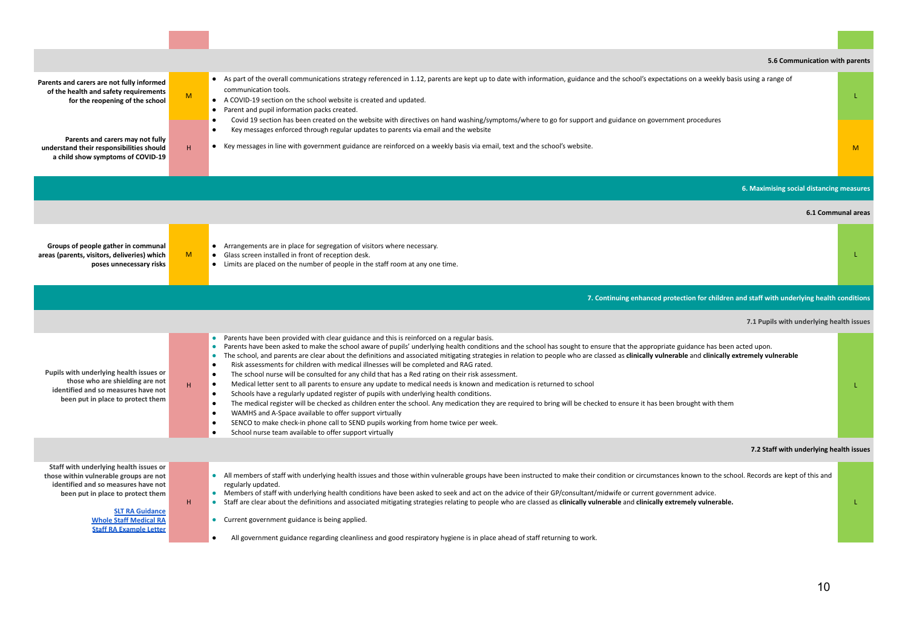| Risk | Initial rating | Mitigating actions | Residual rating |
|---|---|---|---|
| **5.6 Communication with parents** | | | |
| **Parents and carers are not fully informed of the health and safety requirements for the reopening of the school** | M | • As part of the overall communications strategy referenced in 1.12, parents are kept up to date with information, guidance and the school's expectations on a weekly basis using a range of communication tools.<br>• A COVID-19 section on the school website is created and updated.<br>• Parent and pupil information packs created.<br>• Covid 19 section has been created on the website with directives on hand washing/symptoms/where to go for support and guidance on government procedures<br>• Key messages enforced through regular updates to parents via email and the website | L |
| **Parents and carers may not fully understand their responsibilities should a child show symptoms of COVID-19** | H | • Key messages in line with government guidance are reinforced on a weekly basis via email, text and the school's website. | M |
| **6. Maximising social distancing measures** | | | |
| **6.1 Communal areas** | | | |
| **Groups of people gather in communal areas (parents, visitors, deliveries) which poses unnecessary risks** | M | • Arrangements are in place for segregation of visitors where necessary.<br>• Glass screen installed in front of reception desk.<br>• Limits are placed on the number of people in the staff room at any one time. | L |
| **7. Continuing enhanced protection for children and staff with underlying health conditions** | | | |
| **7.1 Pupils with underlying health issues** | | | |
| **Pupils with underlying health issues or those who are shielding are not identified and so measures have not been put in place to protect them** | H | • Parents have been provided with clear guidance and this is reinforced on a regular basis.<br>• Parents have been asked to make the school aware of pupils' underlying health conditions and the school has sought to ensure that the appropriate guidance has been acted upon.<br>• The school, and parents are clear about the definitions and associated mitigating strategies in relation to people who are classed as **clinically vulnerable** and **clinically extremely vulnerable**<br>• Risk assessments for children with medical illnesses will be completed and RAG rated.<br>• The school nurse will be consulted for any child that has a Red rating on their risk assessment.<br>• Medical letter sent to all parents to ensure any update to medical needs is known and medication is returned to school<br>• Schools have a regularly updated register of pupils with underlying health conditions.<br>• The medical register will be checked as children enter the school. Any medication they are required to bring will be checked to ensure it has been brought with them<br>• WAMHS and A-Space available to offer support virtually<br>• SENCO to make check-in phone call to SEND pupils working from home twice per week.<br>• School nurse team available to offer support virtually | L |
| **7.2 Staff with underlying health issues** | | | |
| **Staff with underlying health issues or those within vulnerable groups are not identified and so measures have not been put in place to protect them**<br><br>**SLT RA Guidance**<br>**Whole Staff Medical RA**<br>**Staff RA Example Letter** | H | • All members of staff with underlying health issues and those within vulnerable groups have been instructed to make their condition or circumstances known to the school. Records are kept of this and regularly updated.<br>• Members of staff with underlying health conditions have been asked to seek and act on the advice of their GP/consultant/midwife or current government advice.<br>• Staff are clear about the definitions and associated mitigating strategies relating to people who are classed as **clinically vulnerable** and **clinically extremely vulnerable.**<br>• Current government guidance is being applied.<br>• All government guidance regarding cleanliness and good respiratory hygiene is in place ahead of staff returning to work. | L |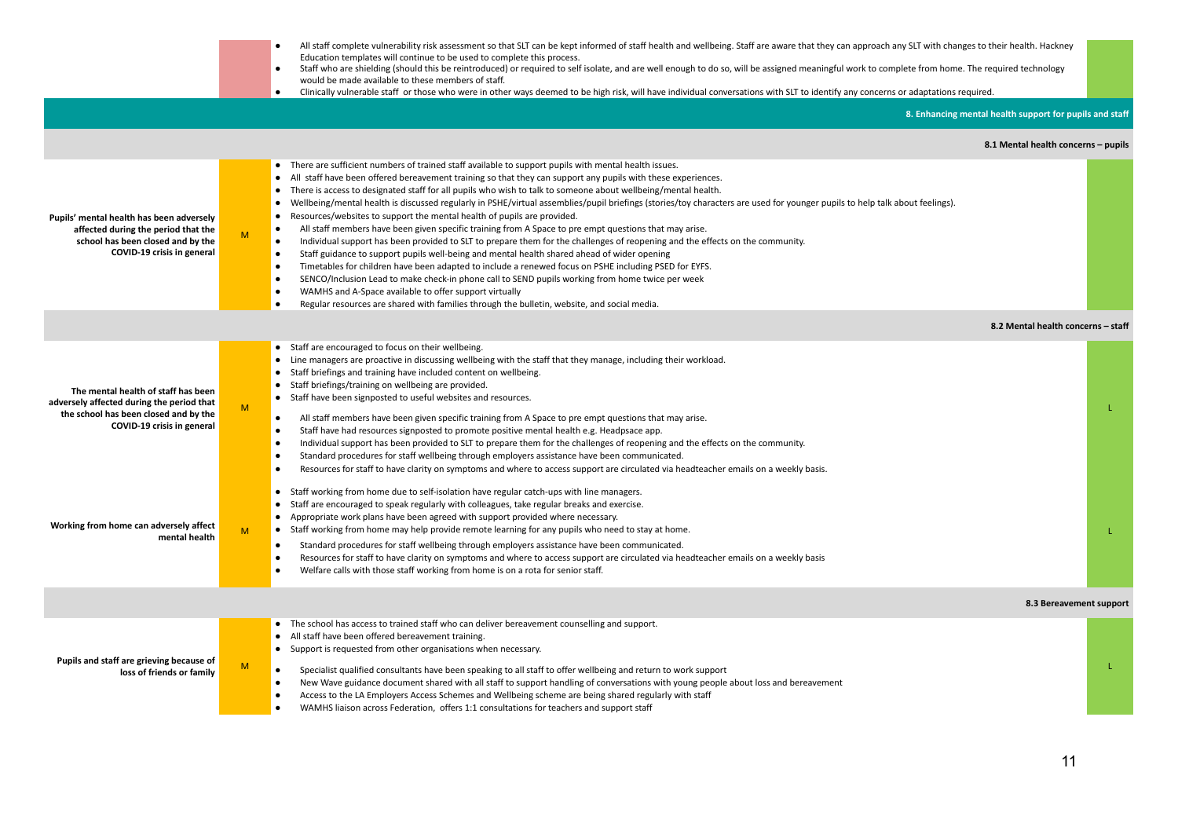| | | | |
|---|---|---|---|
| | | • All staff complete vulnerability risk assessment so that SLT can be kept informed of staff health and wellbeing. Staff are aware that they can approach any SLT with changes to their health. Hackney Education templates will continue to be used to complete this process.<br>• Staff who are shielding (should this be reintroduced) or required to self isolate, and are well enough to do so, will be assigned meaningful work to complete from home. The required technology would be made available to these members of staff.<br>• Clinically vulnerable staff or those who were in other ways deemed to be high risk, will have individual conversations with SLT to identify any concerns or adaptations required. | |

## 8. Enhancing mental health support for pupils and staff

### 8.1 Mental health concerns – pupils

| | | | |
|---|---|---|---|
| **Pupils' mental health has been adversely affected during the period that the school has been closed and by the COVID-19 crisis in general** | M | • There are sufficient numbers of trained staff available to support pupils with mental health issues.<br>• All staff have been offered bereavement training so that they can support any pupils with these experiences.<br>• There is access to designated staff for all pupils who wish to talk to someone about wellbeing/mental health.<br>• Wellbeing/mental health is discussed regularly in PSHE/virtual assemblies/pupil briefings (stories/toy characters are used for younger pupils to help talk about feelings).<br>• Resources/websites to support the mental health of pupils are provided.<br>• All staff members have been given specific training from A Space to pre empt questions that may arise.<br>• Individual support has been provided to SLT to prepare them for the challenges of reopening and the effects on the community.<br>• Staff guidance to support pupils well-being and mental health shared ahead of wider opening<br>• Timetables for children have been adapted to include a renewed focus on PSHE including PSED for EYFS.<br>• SENCO/Inclusion Lead to make check-in phone call to SEND pupils working from home twice per week<br>• WAMHS and A-Space available to offer support virtually<br>• Regular resources are shared with families through the bulletin, website, and social media. | |

### 8.2 Mental health concerns – staff

| | | | |
|---|---|---|---|
| **The mental health of staff has been adversely affected during the period that the school has been closed and by the COVID-19 crisis in general** | M | • Staff are encouraged to focus on their wellbeing.<br>• Line managers are proactive in discussing wellbeing with the staff that they manage, including their workload.<br>• Staff briefings and training have included content on wellbeing.<br>• Staff briefings/training on wellbeing are provided.<br>• Staff have been signposted to useful websites and resources.<br>• All staff members have been given specific training from A Space to pre empt questions that may arise.<br>• Staff have had resources signposted to promote positive mental health e.g. Headpsace app.<br>• Individual support has been provided to SLT to prepare them for the challenges of reopening and the effects on the community.<br>• Standard procedures for staff wellbeing through employers assistance have been communicated.<br>• Resources for staff to have clarity on symptoms and where to access support are circulated via headteacher emails on a weekly basis. | L |
| **Working from home can adversely affect mental health** | M | • Staff working from home due to self-isolation have regular catch-ups with line managers.<br>• Staff are encouraged to speak regularly with colleagues, take regular breaks and exercise.<br>• Appropriate work plans have been agreed with support provided where necessary.<br>• Staff working from home may help provide remote learning for any pupils who need to stay at home.<br>• Standard procedures for staff wellbeing through employers assistance have been communicated.<br>• Resources for staff to have clarity on symptoms and where to access support are circulated via headteacher emails on a weekly basis<br>• Welfare calls with those staff working from home is on a rota for senior staff. | L |

### 8.3 Bereavement support

| | | | |
|---|---|---|---|
| **Pupils and staff are grieving because of loss of friends or family** | M | • The school has access to trained staff who can deliver bereavement counselling and support.<br>• All staff have been offered bereavement training.<br>• Support is requested from other organisations when necessary.<br>• Specialist qualified consultants have been speaking to all staff to offer wellbeing and return to work support<br>• New Wave guidance document shared with all staff to support handling of conversations with young people about loss and bereavement<br>• Access to the LA Employers Access Schemes and Wellbeing scheme are being shared regularly with staff<br>• WAMHS liaison across Federation, offers 1:1 consultations for teachers and support staff | L |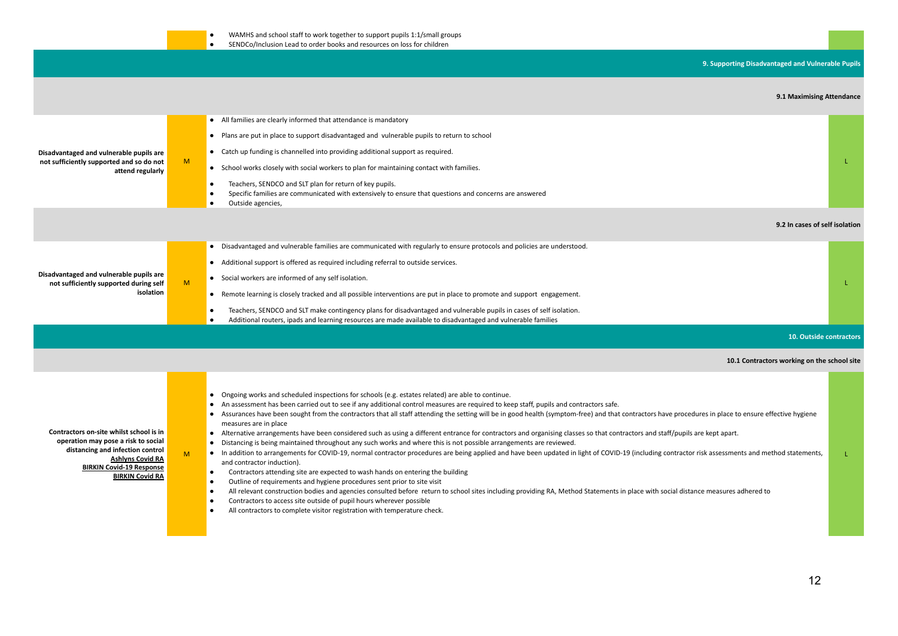| | | | |
|---|---|---|---|
| | | • WAMHS and school staff to work together to support pupils 1:1/small groups<br>• SENDCo/Inclusion Lead to order books and resources on loss for children | |
| **9. Supporting Disadvantaged and Vulnerable Pupils** | | | |
| **9.1 Maximising Attendance** | | | |
| **Disadvantaged and vulnerable pupils are not sufficiently supported and so do not attend regularly** | M | • All families are clearly informed that attendance is mandatory<br>• Plans are put in place to support disadvantaged and vulnerable pupils to return to school<br>• Catch up funding is channelled into providing additional support as required.<br>• School works closely with social workers to plan for maintaining contact with families.<br>• Teachers, SENDCO and SLT plan for return of key pupils.<br>• Specific families are communicated with extensively to ensure that questions and concerns are answered<br>• Outside agencies, | L |
| **9.2 In cases of self isolation** | | | |
| **Disadvantaged and vulnerable pupils are not sufficiently supported during self isolation** | M | • Disadvantaged and vulnerable families are communicated with regularly to ensure protocols and policies are understood.<br>• Additional support is offered as required including referral to outside services.<br>• Social workers are informed of any self isolation.<br>• Remote learning is closely tracked and all possible interventions are put in place to promote and support engagement.<br>• Teachers, SENDCO and SLT make contingency plans for disadvantaged and vulnerable pupils in cases of self isolation.<br>• Additional routers, ipads and learning resources are made available to disadvantaged and vulnerable families | L |
| **10. Outside contractors** | | | |
| **10.1 Contractors working on the school site** | | | |
| **Contractors on-site whilst school is in operation may pose a risk to social distancing and infection control**<br>**Ashlyns Covid RA**<br>**BIRKIN Covid-19 Response**<br>**BIRKIN Covid RA** | M | • Ongoing works and scheduled inspections for schools (e.g. estates related) are able to continue.<br>• An assessment has been carried out to see if any additional control measures are required to keep staff, pupils and contractors safe.<br>• Assurances have been sought from the contractors that all staff attending the setting will be in good health (symptom-free) and that contractors have procedures in place to ensure effective hygiene measures are in place<br>• Alternative arrangements have been considered such as using a different entrance for contractors and organising classes so that contractors and staff/pupils are kept apart.<br>• Distancing is being maintained throughout any such works and where this is not possible arrangements are reviewed.<br>• In addition to arrangements for COVID-19, normal contractor procedures are being applied and have been updated in light of COVID-19 (including contractor risk assessments and method statements, and contractor induction).<br>• Contractors attending site are expected to wash hands on entering the building<br>• Outline of requirements and hygiene procedures sent prior to site visit<br>• All relevant construction bodies and agencies consulted before return to school sites including providing RA, Method Statements in place with social distance measures adhered to<br>• Contractors to access site outside of pupil hours wherever possible<br>• All contractors to complete visitor registration with temperature check. | L |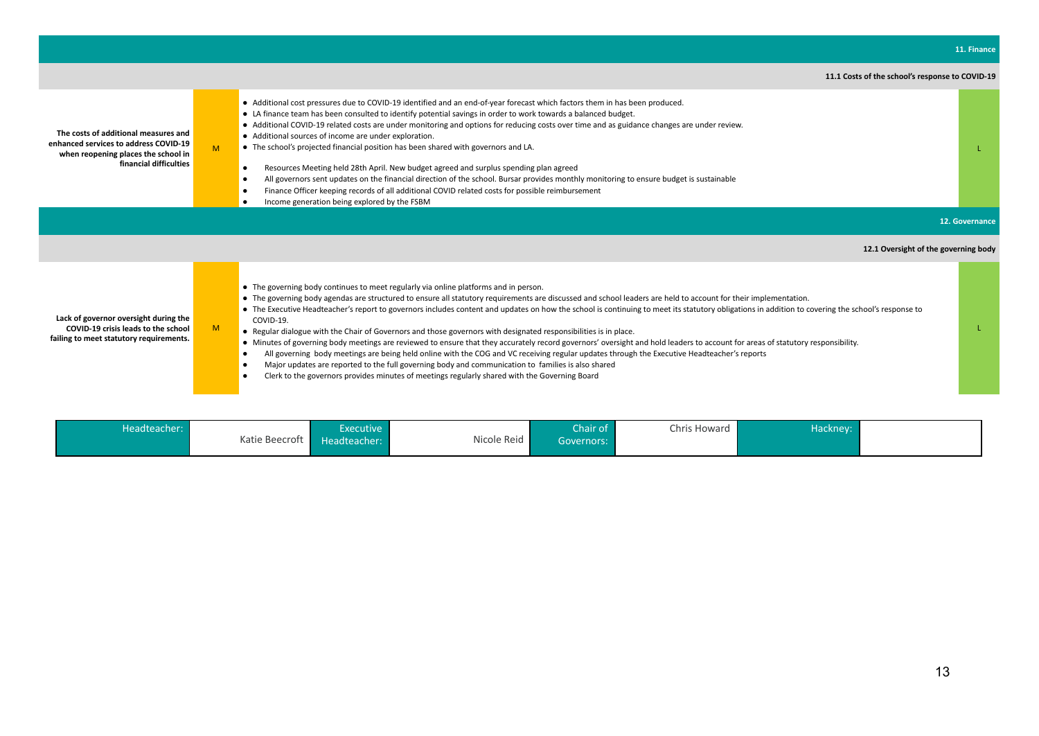## 11. Finance

### 11.1 Costs of the school's response to COVID-19

| | | | |
|---|---|---|---|
| **The costs of additional measures and enhanced services to address COVID-19 when reopening places the school in financial difficulties** | M | • Additional cost pressures due to COVID-19 identified and an end-of-year forecast which factors them in has been produced.<br>• LA finance team has been consulted to identify potential savings in order to work towards a balanced budget.<br>• Additional COVID-19 related costs are under monitoring and options for reducing costs over time and as guidance changes are under review.<br>• Additional sources of income are under exploration.<br>• The school's projected financial position has been shared with governors and LA.<br>• Resources Meeting held 28th April. New budget agreed and surplus spending plan agreed<br>• All governors sent updates on the financial direction of the school. Bursar provides monthly monitoring to ensure budget is sustainable<br>• Finance Officer keeping records of all additional COVID related costs for possible reimbursement<br>• Income generation being explored by the FSBM | L |

## 12. Governance

### 12.1 Oversight of the governing body

| | | | |
|---|---|---|---|
| **Lack of governor oversight during the COVID-19 crisis leads to the school failing to meet statutory requirements.** | M | • The governing body continues to meet regularly via online platforms and in person.<br>• The governing body agendas are structured to ensure all statutory requirements are discussed and school leaders are held to account for their implementation.<br>• The Executive Headteacher's report to governors includes content and updates on how the school is continuing to meet its statutory obligations in addition to covering the school's response to COVID-19.<br>• Regular dialogue with the Chair of Governors and those governors with designated responsibilities is in place.<br>• Minutes of governing body meetings are reviewed to ensure that they accurately record governors' oversight and hold leaders to account for areas of statutory responsibility.<br>• All governing body meetings are being held online with the COG and VC receiving regular updates through the Executive Headteacher's reports<br>• Major updates are reported to the full governing body and communication to families is also shared<br>• Clerk to the governors provides minutes of meetings regularly shared with the Governing Board | L |

| | | | | | | | |
|---|---|---|---|---|---|---|---|
| Headteacher: | Katie Beecroft | Executive Headteacher: | Nicole Reid | Chair of Governors: | Chris Howard | Hackney: | |